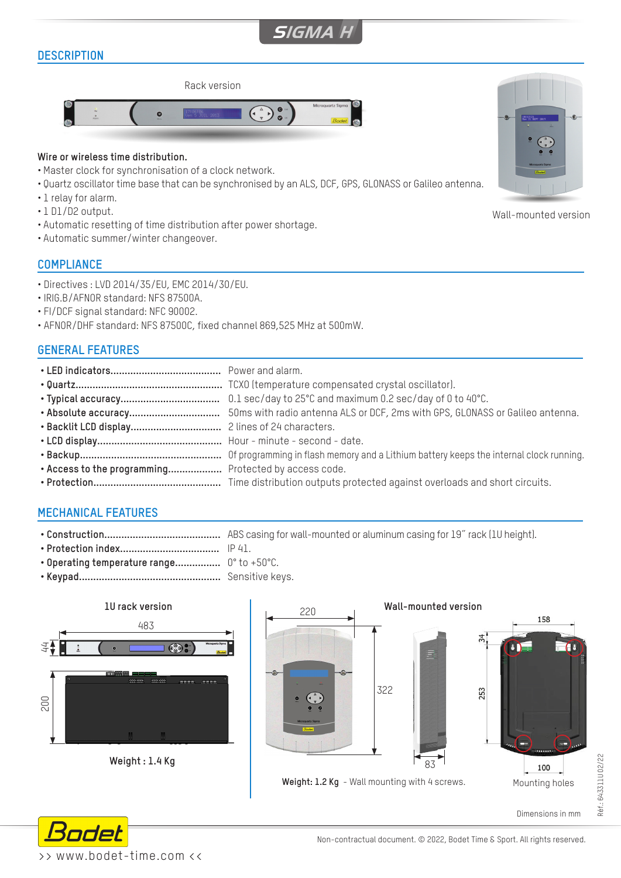# SIGMA H

## DESCRIPTION

Rack version

Wall-mounted version

**Wire or wireless time distribution.**

- Master clock for synchronisation of a clock network.
- Quartz oscillator time base that can be synchronised by an ALS, DCF, GPS, GLONASS or Galileo antenna.
- 1 relay for alarm.
- 1 D1/D2 output.
- Automatic resetting of time distribution after power shortage.
- Automatic summer/winter changeover.

## COMPLIANCE

- Directives : LVD 2014/35/EU, EMC 2014/30/EU.
- IRIG.B/AFNOR standard: NFS 87500A.
- FI/DCF signal standard: NFC 90002.
- AFNOR/DHF standard: NFS 87500C, fixed channel 869,525 MHz at 500mW.

## GENERAL FEATURES

- **LED indicators**...................................... Power and alarm.
- **Quartz**.................................................. TCXO (temperature compensated crystal oscillator).
- **Typical accuracy**.................................. 0.1 sec/day to 25°C and maximum 0.2 sec/day of 0 to 40°C.
- **Absolute accuracy**............................... 50ms with radio antenna ALS or DCF, 2ms with GPS, GLONASS or Galileo antenna.
- **Backlit LCD display**............................... 2 lines of 24 characters.
- **LCD display**........................................... Hour - minute - second - date.
- **Backup**................................................. Of programming in flash memory and a Lithium battery keeps the internal clock running.
- **Access to the programming**.................. Protected by access code.
- **Protection**............................................ Time distribution outputs protected against overloads and short circuits.

## MECHANICAL FEATURES

- **Construction**......................................... ABS casing for wall-mounted or aluminum casing for 19˝ rack (1U height).
- **Protection index**.................................. IP 41.
- **Operating temperature range**................ 0° to +50°C.
- **Keypad**................................................. Sensitive keys.

**1U rack version**

483 / 44 / 200

**Weight : 1.4 Kg**

**Wall-mounted version**

220 / 322 / 83 / 158 / 34 / 253 / 100

**Weight: 1.2 Kg** - Wall mounting with 4 screws.

Mounting holes

Dimensions in mm

Réf.: 643311U 02/22

Non-contractual document. © 2022, Bodet Time & Sport. All rights reserved.

>> www.bodet-time.com <<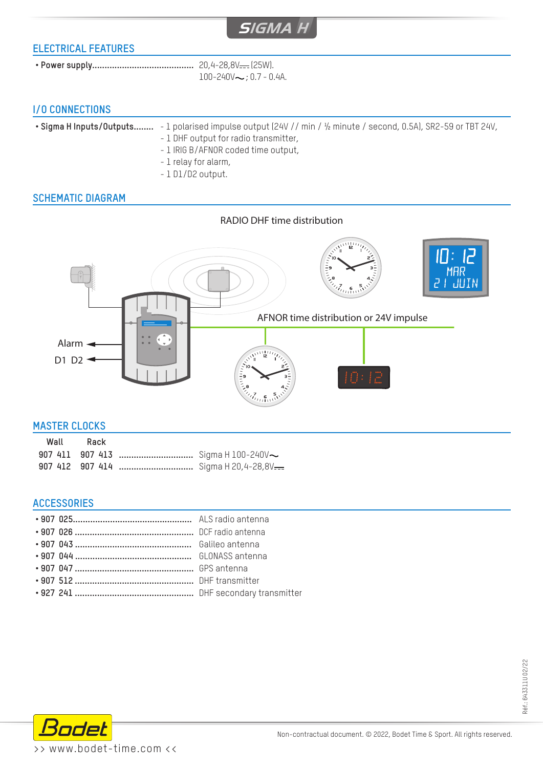## ELECTRICAL FEATURES

- **Power supply**........................................ 20,4-28,8V⎓ (25W).
  100-240V~ ; 0.7 - 0.4A.

## I/O CONNECTIONS

- **Sigma H Inputs/Outputs**........
  - 1 polarised impulse output (24V // min / ½ minute / second, 0.5A), SR2-59 or TBT 24V,
  - 1 DHF output for radio transmitter,
  - 1 IRIG B/AFNOR coded time output,
  - 1 relay for alarm,
  - 1 D1/D2 output.

## SCHEMATIC DIAGRAM

RADIO DHF time distribution

AFNOR time distribution or 24V impulse

Alarm

D1 D2

## MASTER CLOCKS

| Wall | Rack | |
|---|---|---|
| 907 411 | 907 413 | Sigma H 100-240V~ |
| 907 412 | 907 414 | Sigma H 20,4-28,8V⎓ |

## ACCESSORIES

- 907 025............................................... ALS radio antenna
- 907 026 ............................................... DCF radio antenna
- 907 043 ............................................... Galileo antenna
- 907 044 ............................................... GLONASS antenna
- 907 047 ............................................... GPS antenna
- 907 512 ............................................... DHF transmitter
- 927 241 ............................................... DHF secondary transmitter

Réf.: 643311U 02/22

Non-contractual document. © 2022, Bodet Time & Sport. All rights reserved.

>> www.bodet-time.com <<